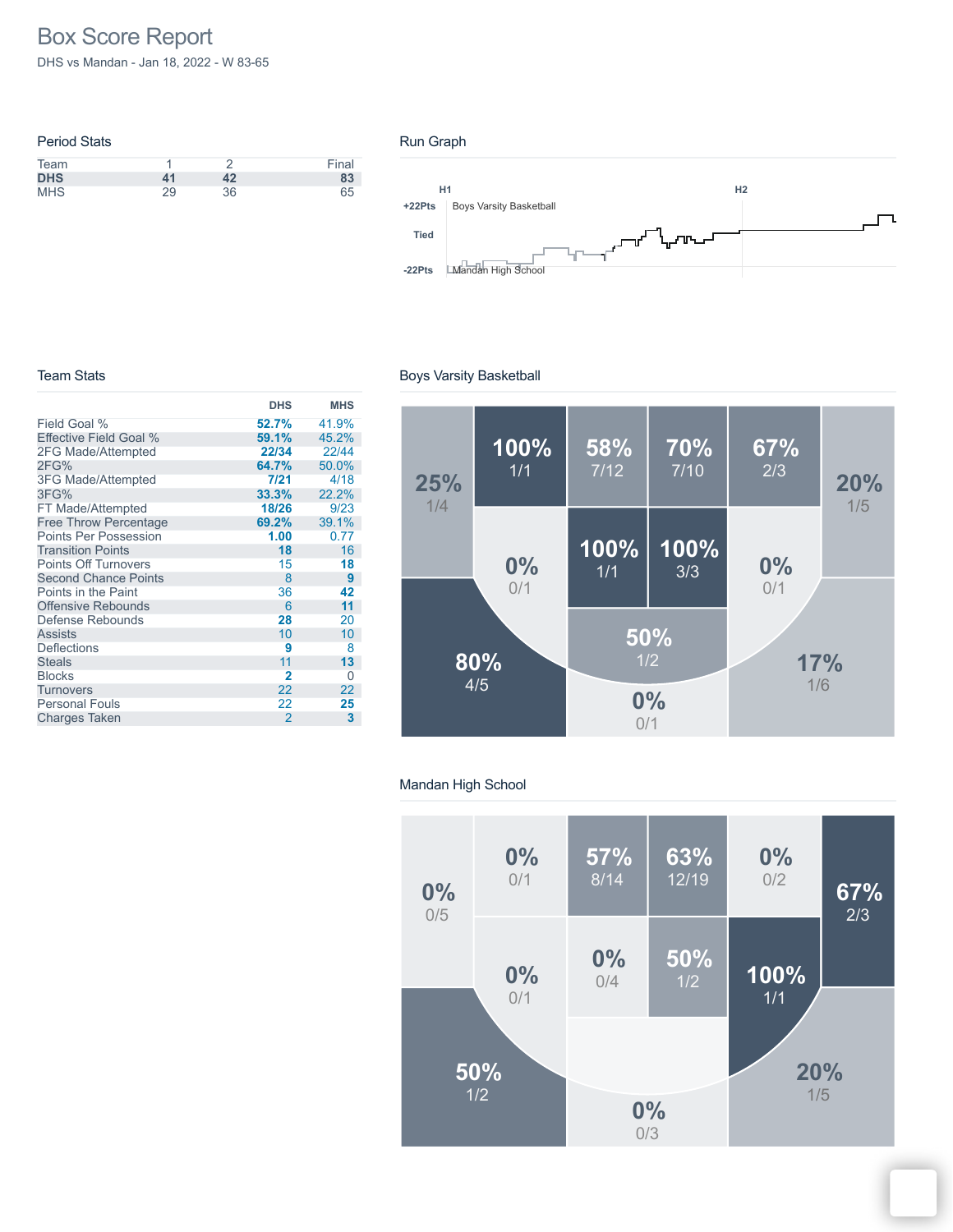# Box Score Report

DHS vs Mandan - Jan 18, 2022 - W 83-65

## Period Stats

| Team | 1 | 2 | Final |
|---|---|---|---|
| **DHS** | **41** | **42** | **83** |
| MHS | 29 | 36 | 65 |

## Run Graph

H1 H2

+22Pts Boys Varsity Basketball

Tied

-22Pts Mandan High School

## Team Stats

| | DHS | MHS |
|---|---|---|
| Field Goal % | **52.7%** | 41.9% |
| Effective Field Goal % | **59.1%** | 45.2% |
| 2FG Made/Attempted | **22/34** | 22/44 |
| 2FG% | **64.7%** | 50.0% |
| 3FG Made/Attempted | **7/21** | 4/18 |
| 3FG% | **33.3%** | 22.2% |
| FT Made/Attempted | **18/26** | 9/23 |
| Free Throw Percentage | **69.2%** | 39.1% |
| Points Per Possession | **1.00** | 0.77 |
| Transition Points | **18** | 16 |
| Points Off Turnovers | 15 | **18** |
| Second Chance Points | 8 | **9** |
| Points in the Paint | 36 | **42** |
| Offensive Rebounds | 6 | **11** |
| Defense Rebounds | **28** | 20 |
| Assists | 10 | 10 |
| Deflections | **9** | 8 |
| Steals | 11 | **13** |
| Blocks | **2** | 0 |
| Turnovers | 22 | 22 |
| Personal Fouls | 22 | **25** |
| Charges Taken | 2 | **3** |

## Boys Varsity Basketball

25% 1/4

100% 1/1

58% 7/12

70% 7/10

67% 2/3

20% 1/5

0% 0/1

100% 1/1

100% 3/3

0% 0/1

50% 1/2

80% 4/5

17% 1/6

0% 0/1

## Mandan High School

0% 0/5

0% 0/1

57% 8/14

63% 12/19

0% 0/2

67% 2/3

0% 0/1

0% 0/4

50% 1/2

100% 1/1

50% 1/2

20% 1/5

0% 0/3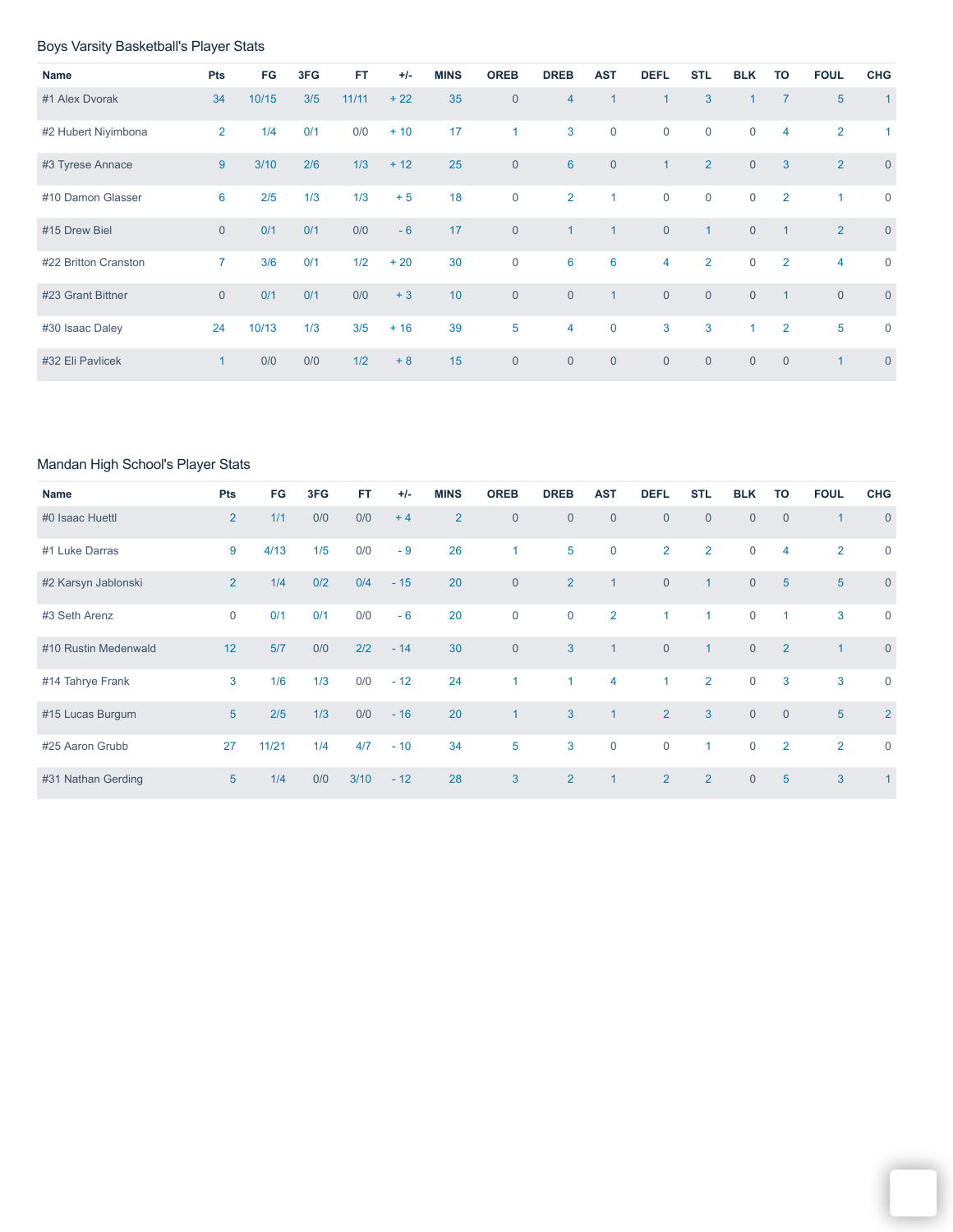## Boys Varsity Basketball's Player Stats

| Name | Pts | FG | 3FG | FT | +/- | MINS | OREB | DREB | AST | DEFL | STL | BLK | TO | FOUL | CHG |
|---|---|---|---|---|---|---|---|---|---|---|---|---|---|---|---|
| #1 Alex Dvorak | 34 | 10/15 | 3/5 | 11/11 | + 22 | 35 | 0 | 4 | 1 | 1 | 3 | 1 | 7 | 5 | 1 |
| #2 Hubert Niyimbona | 2 | 1/4 | 0/1 | 0/0 | + 10 | 17 | 1 | 3 | 0 | 0 | 0 | 0 | 4 | 2 | 1 |
| #3 Tyrese Annace | 9 | 3/10 | 2/6 | 1/3 | + 12 | 25 | 0 | 6 | 0 | 1 | 2 | 0 | 3 | 2 | 0 |
| #10 Damon Glasser | 6 | 2/5 | 1/3 | 1/3 | + 5 | 18 | 0 | 2 | 1 | 0 | 0 | 0 | 2 | 1 | 0 |
| #15 Drew Biel | 0 | 0/1 | 0/1 | 0/0 | - 6 | 17 | 0 | 1 | 1 | 0 | 1 | 0 | 1 | 2 | 0 |
| #22 Britton Cranston | 7 | 3/6 | 0/1 | 1/2 | + 20 | 30 | 0 | 6 | 6 | 4 | 2 | 0 | 2 | 4 | 0 |
| #23 Grant Bittner | 0 | 0/1 | 0/1 | 0/0 | + 3 | 10 | 0 | 0 | 1 | 0 | 0 | 0 | 1 | 0 | 0 |
| #30 Isaac Daley | 24 | 10/13 | 1/3 | 3/5 | + 16 | 39 | 5 | 4 | 0 | 3 | 3 | 1 | 2 | 5 | 0 |
| #32 Eli Pavlicek | 1 | 0/0 | 0/0 | 1/2 | + 8 | 15 | 0 | 0 | 0 | 0 | 0 | 0 | 0 | 1 | 0 |

## Mandan High School's Player Stats

| Name | Pts | FG | 3FG | FT | +/- | MINS | OREB | DREB | AST | DEFL | STL | BLK | TO | FOUL | CHG |
|---|---|---|---|---|---|---|---|---|---|---|---|---|---|---|---|
| #0 Isaac Huettl | 2 | 1/1 | 0/0 | 0/0 | + 4 | 2 | 0 | 0 | 0 | 0 | 0 | 0 | 0 | 1 | 0 |
| #1 Luke Darras | 9 | 4/13 | 1/5 | 0/0 | - 9 | 26 | 1 | 5 | 0 | 2 | 2 | 0 | 4 | 2 | 0 |
| #2 Karsyn Jablonski | 2 | 1/4 | 0/2 | 0/4 | - 15 | 20 | 0 | 2 | 1 | 0 | 1 | 0 | 5 | 5 | 0 |
| #3 Seth Arenz | 0 | 0/1 | 0/1 | 0/0 | - 6 | 20 | 0 | 0 | 2 | 1 | 1 | 0 | 1 | 3 | 0 |
| #10 Rustin Medenwald | 12 | 5/7 | 0/0 | 2/2 | - 14 | 30 | 0 | 3 | 1 | 0 | 1 | 0 | 2 | 1 | 0 |
| #14 Tahrye Frank | 3 | 1/6 | 1/3 | 0/0 | - 12 | 24 | 1 | 1 | 4 | 1 | 2 | 0 | 3 | 3 | 0 |
| #15 Lucas Burgum | 5 | 2/5 | 1/3 | 0/0 | - 16 | 20 | 1 | 3 | 1 | 2 | 3 | 0 | 0 | 5 | 2 |
| #25 Aaron Grubb | 27 | 11/21 | 1/4 | 4/7 | - 10 | 34 | 5 | 3 | 0 | 0 | 1 | 0 | 2 | 2 | 0 |
| #31 Nathan Gerding | 5 | 1/4 | 0/0 | 3/10 | - 12 | 28 | 3 | 2 | 1 | 2 | 2 | 0 | 5 | 3 | 1 |